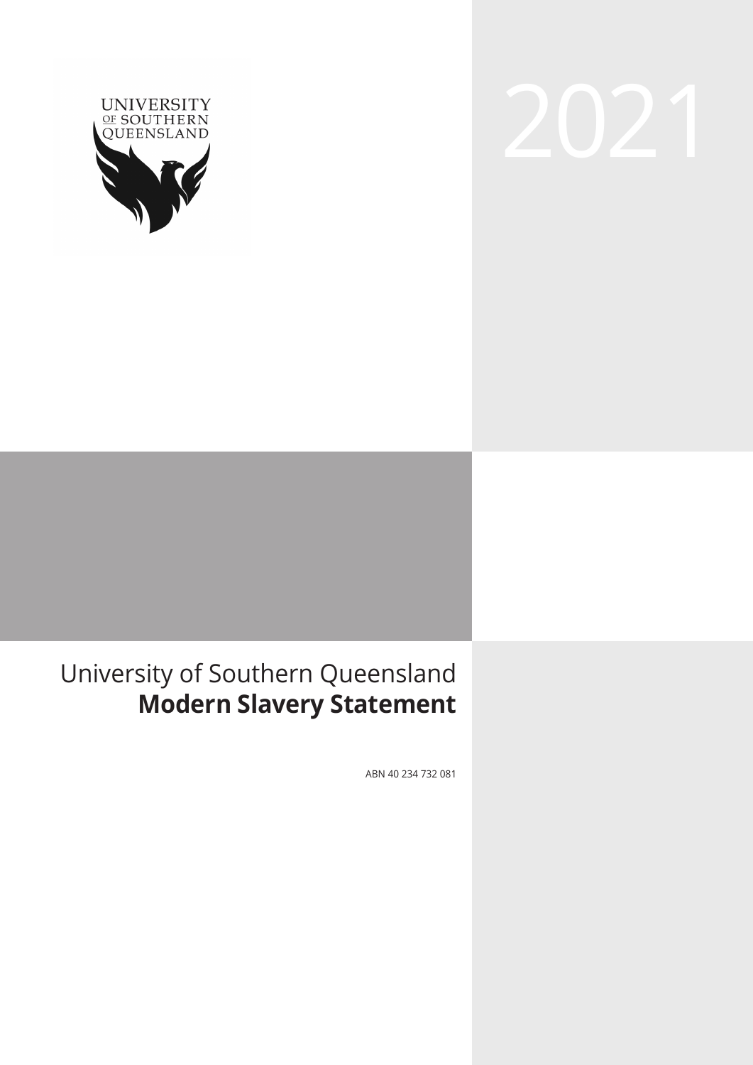UNIVERSITY OF SOUTHERN QUEENSLAND

2021

University of Southern Queensland
# Modern Slavery Statement

ABN 40 234 732 081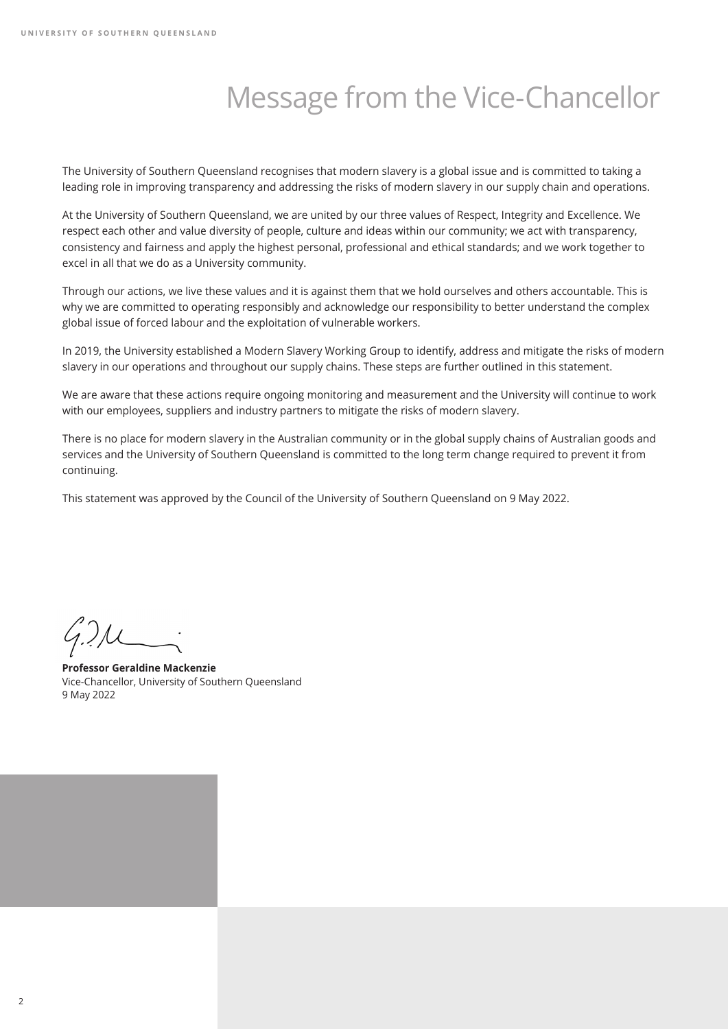# Message from the Vice-Chancellor

The University of Southern Queensland recognises that modern slavery is a global issue and is committed to taking a leading role in improving transparency and addressing the risks of modern slavery in our supply chain and operations.

At the University of Southern Queensland, we are united by our three values of Respect, Integrity and Excellence. We respect each other and value diversity of people, culture and ideas within our community; we act with transparency, consistency and fairness and apply the highest personal, professional and ethical standards; and we work together to excel in all that we do as a University community.

Through our actions, we live these values and it is against them that we hold ourselves and others accountable. This is why we are committed to operating responsibly and acknowledge our responsibility to better understand the complex global issue of forced labour and the exploitation of vulnerable workers.

In 2019, the University established a Modern Slavery Working Group to identify, address and mitigate the risks of modern slavery in our operations and throughout our supply chains. These steps are further outlined in this statement.

We are aware that these actions require ongoing monitoring and measurement and the University will continue to work with our employees, suppliers and industry partners to mitigate the risks of modern slavery.

There is no place for modern slavery in the Australian community or in the global supply chains of Australian goods and services and the University of Southern Queensland is committed to the long term change required to prevent it from continuing.

This statement was approved by the Council of the University of Southern Queensland on 9 May 2022.

**Professor Geraldine Mackenzie**
Vice-Chancellor, University of Southern Queensland
9 May 2022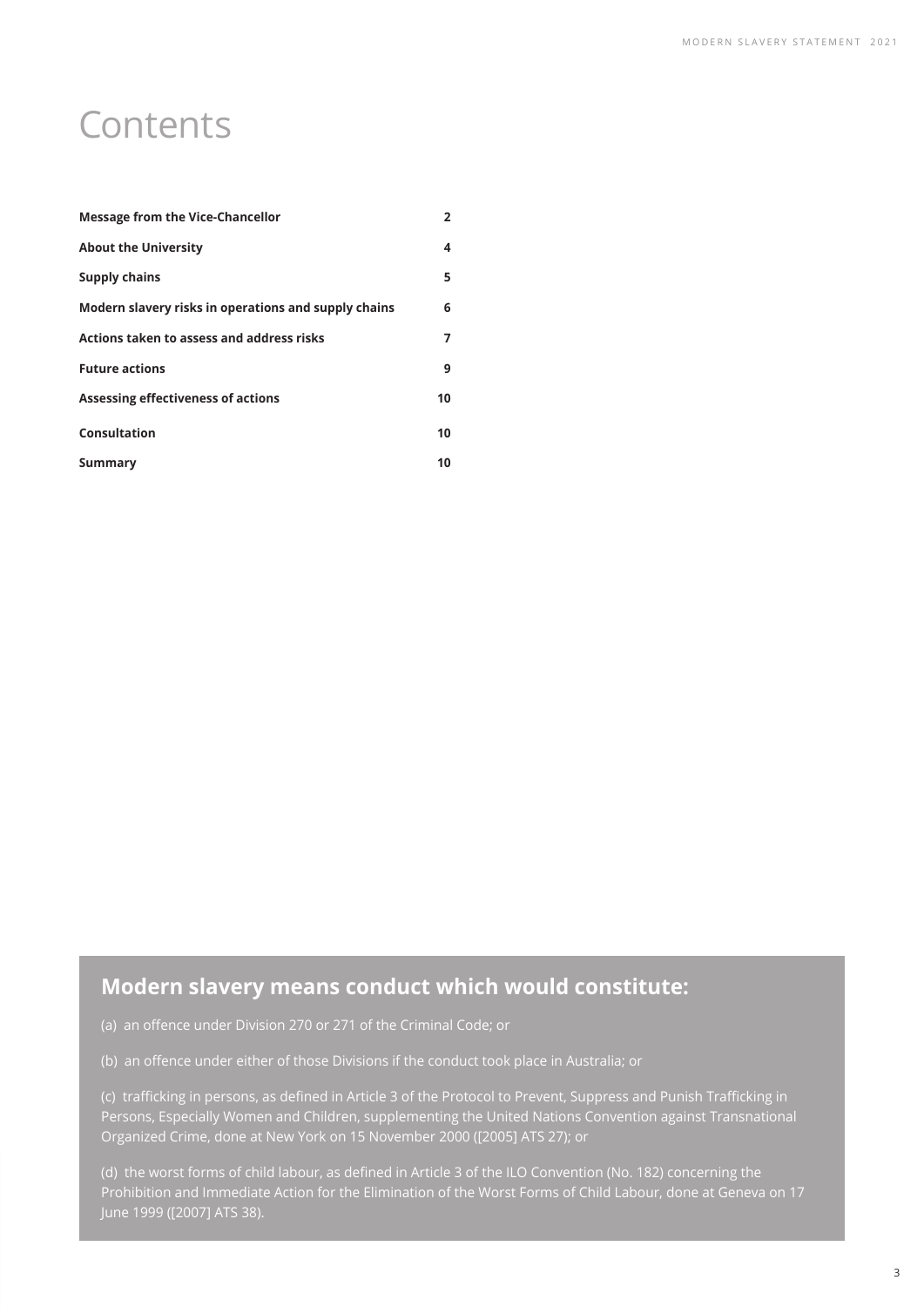# Contents

| | |
|---|---|
| **Message from the Vice-Chancellor** | **2** |
| **About the University** | **4** |
| **Supply chains** | **5** |
| **Modern slavery risks in operations and supply chains** | **6** |
| **Actions taken to assess and address risks** | **7** |
| **Future actions** | **9** |
| **Assessing effectiveness of actions** | **10** |
| **Consultation** | **10** |
| **Summary** | **10** |

## Modern slavery means conduct which would constitute:

(a) an offence under Division 270 or 271 of the Criminal Code; or

(b) an offence under either of those Divisions if the conduct took place in Australia; or

(c) trafficking in persons, as defined in Article 3 of the Protocol to Prevent, Suppress and Punish Trafficking in Persons, Especially Women and Children, supplementing the United Nations Convention against Transnational Organized Crime, done at New York on 15 November 2000 ([2005] ATS 27); or

(d) the worst forms of child labour, as defined in Article 3 of the ILO Convention (No. 182) concerning the Prohibition and Immediate Action for the Elimination of the Worst Forms of Child Labour, done at Geneva on 17 June 1999 ([2007] ATS 38).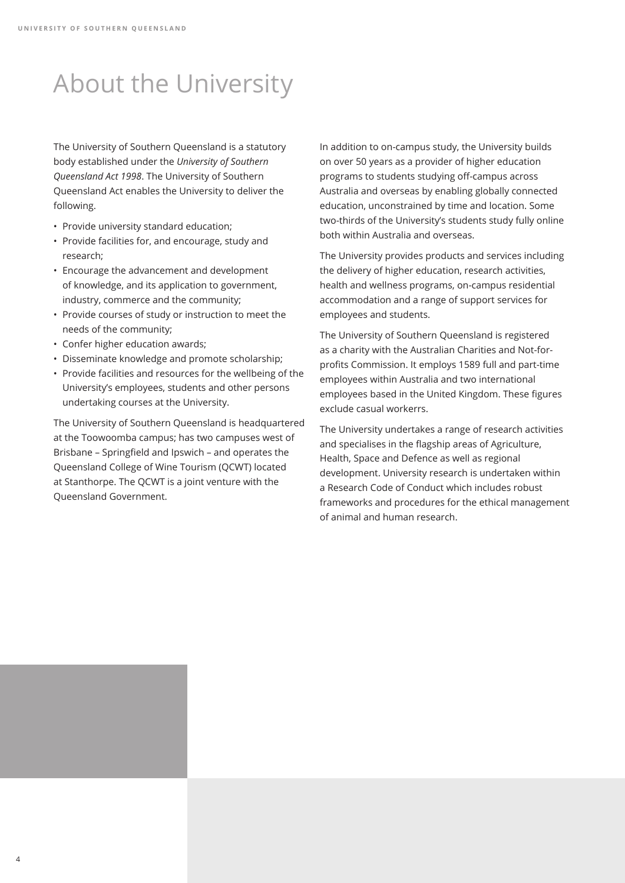# About the University

The University of Southern Queensland is a statutory body established under the *University of Southern Queensland Act 1998*. The University of Southern Queensland Act enables the University to deliver the following.

- Provide university standard education;
- Provide facilities for, and encourage, study and research;
- Encourage the advancement and development of knowledge, and its application to government, industry, commerce and the community;
- Provide courses of study or instruction to meet the needs of the community;
- Confer higher education awards;
- Disseminate knowledge and promote scholarship;
- Provide facilities and resources for the wellbeing of the University's employees, students and other persons undertaking courses at the University.

The University of Southern Queensland is headquartered at the Toowoomba campus; has two campuses west of Brisbane – Springfield and Ipswich – and operates the Queensland College of Wine Tourism (QCWT) located at Stanthorpe. The QCWT is a joint venture with the Queensland Government.

In addition to on-campus study, the University builds on over 50 years as a provider of higher education programs to students studying off-campus across Australia and overseas by enabling globally connected education, unconstrained by time and location. Some two-thirds of the University's students study fully online both within Australia and overseas.

The University provides products and services including the delivery of higher education, research activities, health and wellness programs, on-campus residential accommodation and a range of support services for employees and students.

The University of Southern Queensland is registered as a charity with the Australian Charities and Not-for-profits Commission. It employs 1589 full and part-time employees within Australia and two international employees based in the United Kingdom. These figures exclude casual workerrs.

The University undertakes a range of research activities and specialises in the flagship areas of Agriculture, Health, Space and Defence as well as regional development. University research is undertaken within a Research Code of Conduct which includes robust frameworks and procedures for the ethical management of animal and human research.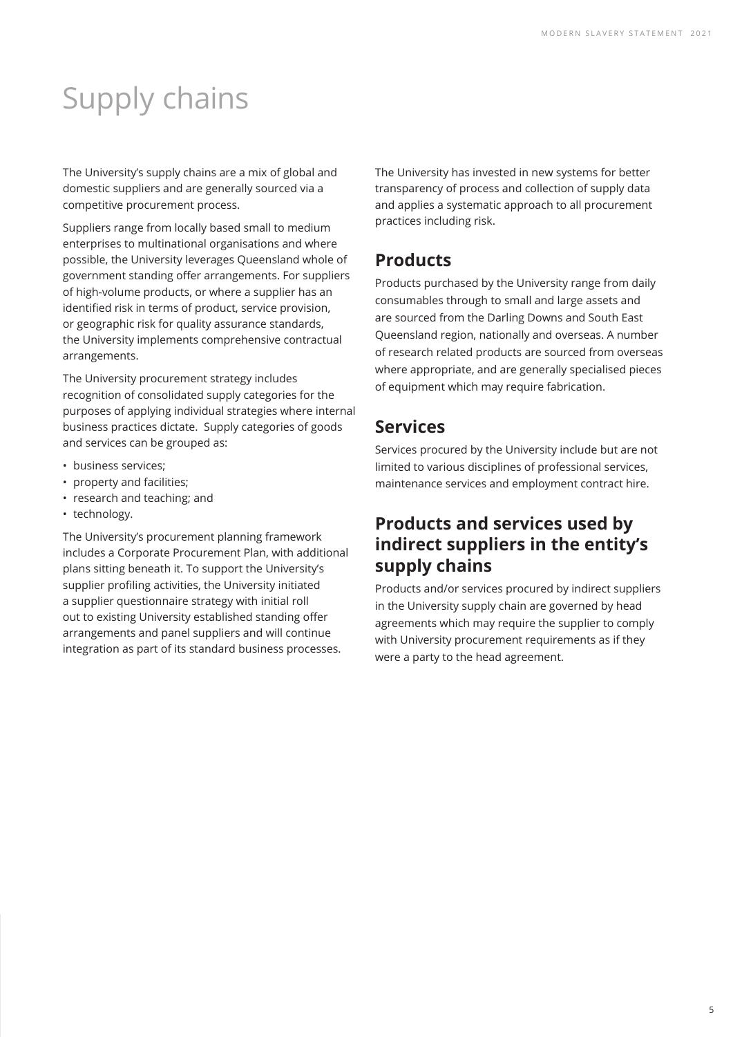# Supply chains

The University's supply chains are a mix of global and domestic suppliers and are generally sourced via a competitive procurement process.

Suppliers range from locally based small to medium enterprises to multinational organisations and where possible, the University leverages Queensland whole of government standing offer arrangements. For suppliers of high-volume products, or where a supplier has an identified risk in terms of product, service provision, or geographic risk for quality assurance standards, the University implements comprehensive contractual arrangements.

The University procurement strategy includes recognition of consolidated supply categories for the purposes of applying individual strategies where internal business practices dictate. Supply categories of goods and services can be grouped as:

- business services;
- property and facilities;
- research and teaching; and
- technology.

The University's procurement planning framework includes a Corporate Procurement Plan, with additional plans sitting beneath it. To support the University's supplier profiling activities, the University initiated a supplier questionnaire strategy with initial roll out to existing University established standing offer arrangements and panel suppliers and will continue integration as part of its standard business processes.

The University has invested in new systems for better transparency of process and collection of supply data and applies a systematic approach to all procurement practices including risk.

## Products

Products purchased by the University range from daily consumables through to small and large assets and are sourced from the Darling Downs and South East Queensland region, nationally and overseas. A number of research related products are sourced from overseas where appropriate, and are generally specialised pieces of equipment which may require fabrication.

## Services

Services procured by the University include but are not limited to various disciplines of professional services, maintenance services and employment contract hire.

## Products and services used by indirect suppliers in the entity's supply chains

Products and/or services procured by indirect suppliers in the University supply chain are governed by head agreements which may require the supplier to comply with University procurement requirements as if they were a party to the head agreement.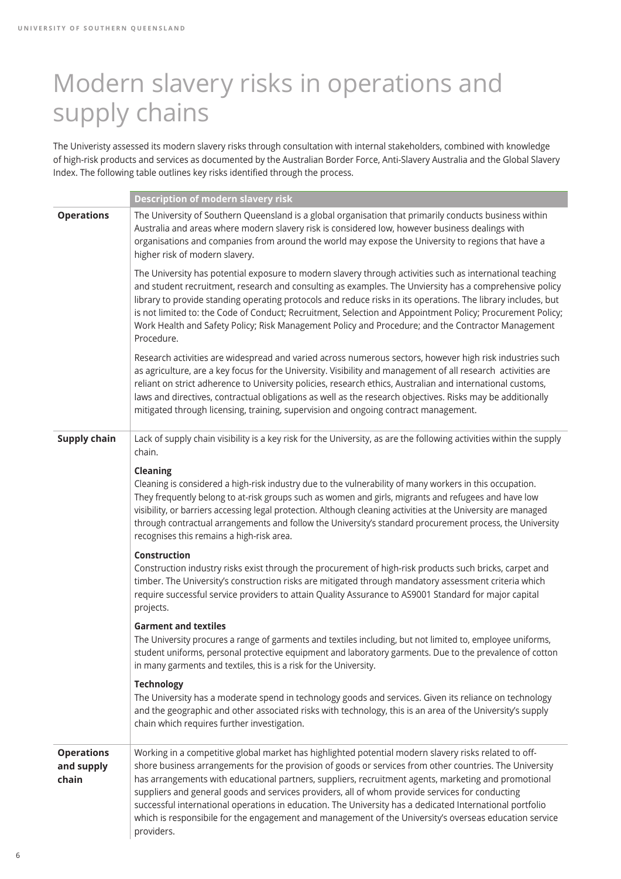// Modern slavery risks in operations and supply chains

# Modern slavery risks in operations and supply chains

The Univeristy assessed its modern slavery risks through consultation with internal stakeholders, combined with knowledge of high-risk products and services as documented by the Australian Border Force, Anti-Slavery Australia and the Global Slavery Index. The following table outlines key risks identified through the process.

| | Description of modern slavery risk |
|---|---|
| **Operations** | The University of Southern Queensland is a global organisation that primarily conducts business within Australia and areas where modern slavery risk is considered low, however business dealings with organisations and companies from around the world may expose the University to regions that have a higher risk of modern slavery.<br><br>The University has potential exposure to modern slavery through activities such as international teaching and student recruitment, research and consulting as examples. The Unviersity has a comprehensive policy library to provide standing operating protocols and reduce risks in its operations. The library includes, but is not limited to: the Code of Conduct; Recruitment, Selection and Appointment Policy; Procurement Policy; Work Health and Safety Policy; Risk Management Policy and Procedure; and the Contractor Management Procedure.<br><br>Research activities are widespread and varied across numerous sectors, however high risk industries such as agriculture, are a key focus for the University. Visibility and management of all research activities are reliant on strict adherence to University policies, research ethics, Australian and international customs, laws and directives, contractual obligations as well as the research objectives. Risks may be additionally mitigated through licensing, training, supervision and ongoing contract management. |
| **Supply chain** | Lack of supply chain visibility is a key risk for the University, as are the following activities within the supply chain.<br><br>**Cleaning**<br>Cleaning is considered a high-risk industry due to the vulnerability of many workers in this occupation. They frequently belong to at-risk groups such as women and girls, migrants and refugees and have low visibility, or barriers accessing legal protection. Although cleaning activities at the University are managed through contractual arrangements and follow the University's standard procurement process, the University recognises this remains a high-risk area.<br><br>**Construction**<br>Construction industry risks exist through the procurement of high-risk products such bricks, carpet and timber. The University's construction risks are mitigated through mandatory assessment criteria which require successful service providers to attain Quality Assurance to AS9001 Standard for major capital projects.<br><br>**Garment and textiles**<br>The University procures a range of garments and textiles including, but not limited to, employee uniforms, student uniforms, personal protective equipment and laboratory garments. Due to the prevalence of cotton in many garments and textiles, this is a risk for the University.<br><br>**Technology**<br>The University has a moderate spend in technology goods and services. Given its reliance on technology and the geographic and other associated risks with technology, this is an area of the University's supply chain which requires further investigation. |
| **Operations and supply chain** | Working in a competitive global market has highlighted potential modern slavery risks related to off-shore business arrangements for the provision of goods or services from other countries. The University has arrangements with educational partners, suppliers, recruitment agents, marketing and promotional suppliers and general goods and services providers, all of whom provide services for conducting successful international operations in education. The University has a dedicated International portfolio which is responsibile for the engagement and management of the University's overseas education service providers. |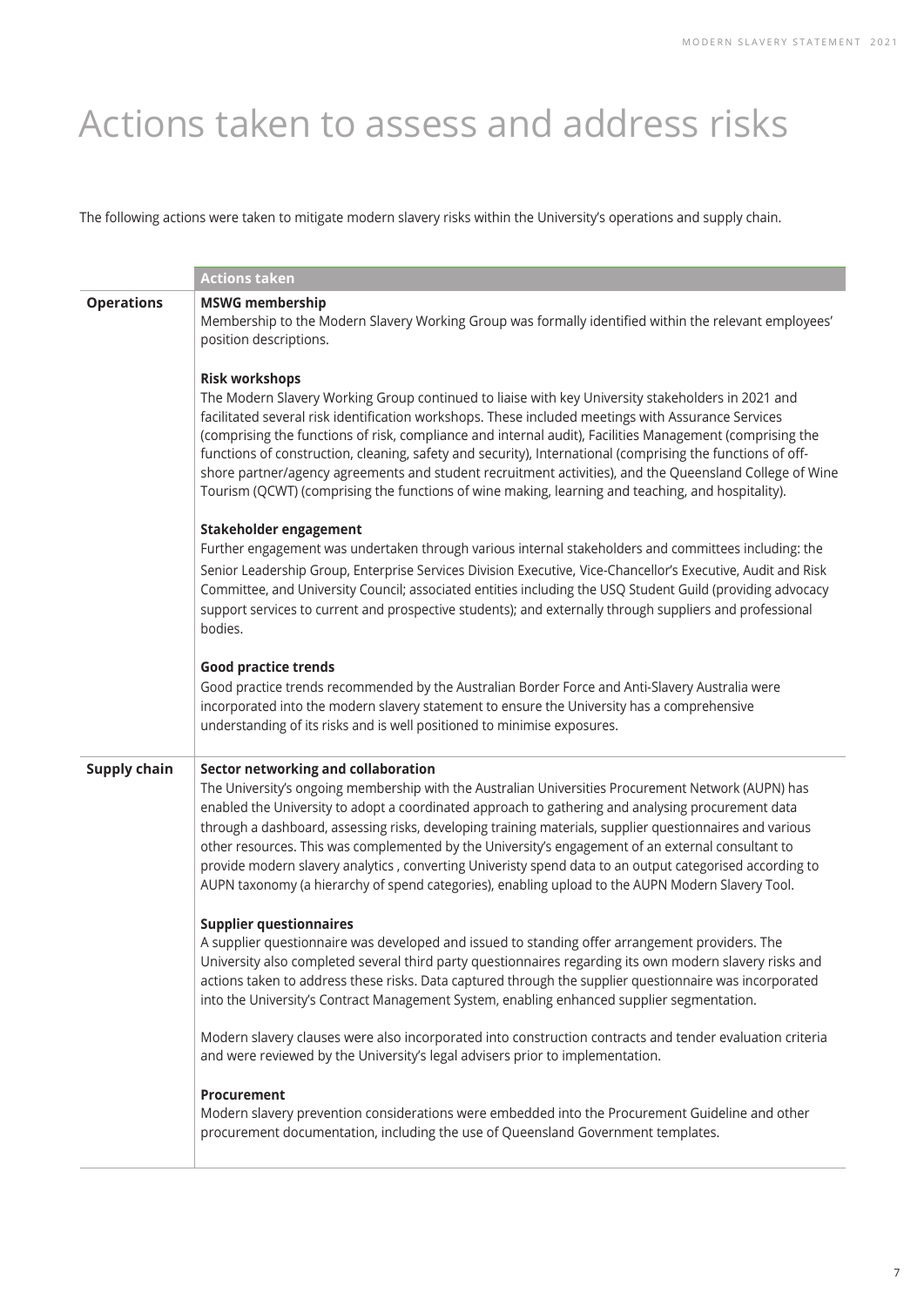# Actions taken to assess and address risks

The following actions were taken to mitigate modern slavery risks within the University's operations and supply chain.

| | Actions taken |
|---|---|
| **Operations** | **MSWG membership**<br>Membership to the Modern Slavery Working Group was formally identified within the relevant employees' position descriptions.<br><br>**Risk workshops**<br>The Modern Slavery Working Group continued to liaise with key University stakeholders in 2021 and facilitated several risk identification workshops. These included meetings with Assurance Services (comprising the functions of risk, compliance and internal audit), Facilities Management (comprising the functions of construction, cleaning, safety and security), International (comprising the functions of off-shore partner/agency agreements and student recruitment activities), and the Queensland College of Wine Tourism (QCWT) (comprising the functions of wine making, learning and teaching, and hospitality).<br><br>**Stakeholder engagement**<br>Further engagement was undertaken through various internal stakeholders and committees including: the Senior Leadership Group, Enterprise Services Division Executive, Vice-Chancellor's Executive, Audit and Risk Committee, and University Council; associated entities including the USQ Student Guild (providing advocacy support services to current and prospective students); and externally through suppliers and professional bodies.<br><br>**Good practice trends**<br>Good practice trends recommended by the Australian Border Force and Anti-Slavery Australia were incorporated into the modern slavery statement to ensure the University has a comprehensive understanding of its risks and is well positioned to minimise exposures. |
| **Supply chain** | **Sector networking and collaboration**<br>The University's ongoing membership with the Australian Universities Procurement Network (AUPN) has enabled the University to adopt a coordinated approach to gathering and analysing procurement data through a dashboard, assessing risks, developing training materials, supplier questionnaires and various other resources. This was complemented by the University's engagement of an external consultant to provide modern slavery analytics , converting Univeristy spend data to an output categorised according to AUPN taxonomy (a hierarchy of spend categories), enabling upload to the AUPN Modern Slavery Tool.<br><br>**Supplier questionnaires**<br>A supplier questionnaire was developed and issued to standing offer arrangement providers. The University also completed several third party questionnaires regarding its own modern slavery risks and actions taken to address these risks. Data captured through the supplier questionnaire was incorporated into the University's Contract Management System, enabling enhanced supplier segmentation.<br><br>Modern slavery clauses were also incorporated into construction contracts and tender evaluation criteria and were reviewed by the University's legal advisers prior to implementation.<br><br>**Procurement**<br>Modern slavery prevention considerations were embedded into the Procurement Guideline and other procurement documentation, including the use of Queensland Government templates. |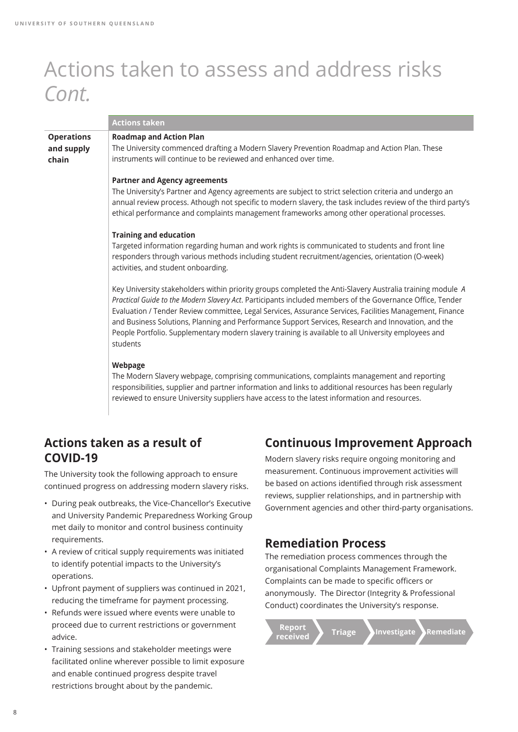# Actions taken to assess and address risks *Cont.*

| | Actions taken |
|---|---|
| **Operations and supply chain** | **Roadmap and Action Plan**<br>The University commenced drafting a Modern Slavery Prevention Roadmap and Action Plan. These instruments will continue to be reviewed and enhanced over time.<br><br>**Partner and Agency agreements**<br>The University's Partner and Agency agreements are subject to strict selection criteria and undergo an annual review process. Athough not specific to modern slavery, the task includes review of the third party's ethical performance and complaints management frameworks among other operational processes.<br><br>**Training and education**<br>Targeted information regarding human and work rights is communicated to students and front line responders through various methods including student recruitment/agencies, orientation (O-week) activities, and student onboarding.<br><br>Key University stakeholders within priority groups completed the Anti-Slavery Australia training module *A Practical Guide to the Modern Slavery Act*. Participants included members of the Governance Office, Tender Evaluation / Tender Review committee, Legal Services, Assurance Services, Facilities Management, Finance and Business Solutions, Planning and Performance Support Services, Research and Innovation, and the People Portfolio. Supplementary modern slavery training is available to all University employees and students<br><br>**Webpage**<br>The Modern Slavery webpage, comprising communications, complaints management and reporting responsibilities, supplier and partner information and links to additional resources has been regularly reviewed to ensure University suppliers have access to the latest information and resources. |

## Actions taken as a result of COVID-19

The University took the following approach to ensure continued progress on addressing modern slavery risks.

- During peak outbreaks, the Vice-Chancellor's Executive and University Pandemic Preparedness Working Group met daily to monitor and control business continuity requirements.
- A review of critical supply requirements was initiated to identify potential impacts to the University's operations.
- Upfront payment of suppliers was continued in 2021, reducing the timeframe for payment processing.
- Refunds were issued where events were unable to proceed due to current restrictions or government advice.
- Training sessions and stakeholder meetings were facilitated online wherever possible to limit exposure and enable continued progress despite travel restrictions brought about by the pandemic.

## Continuous Improvement Approach

Modern slavery risks require ongoing monitoring and measurement. Continuous improvement activities will be based on actions identified through risk assessment reviews, supplier relationships, and in partnership with Government agencies and other third-party organisations.

## Remediation Process

The remediation process commences through the organisational Complaints Management Framework. Complaints can be made to specific officers or anonymously. The Director (Integrity & Professional Conduct) coordinates the University's response.

Report received → Triage → Investigate → Remediate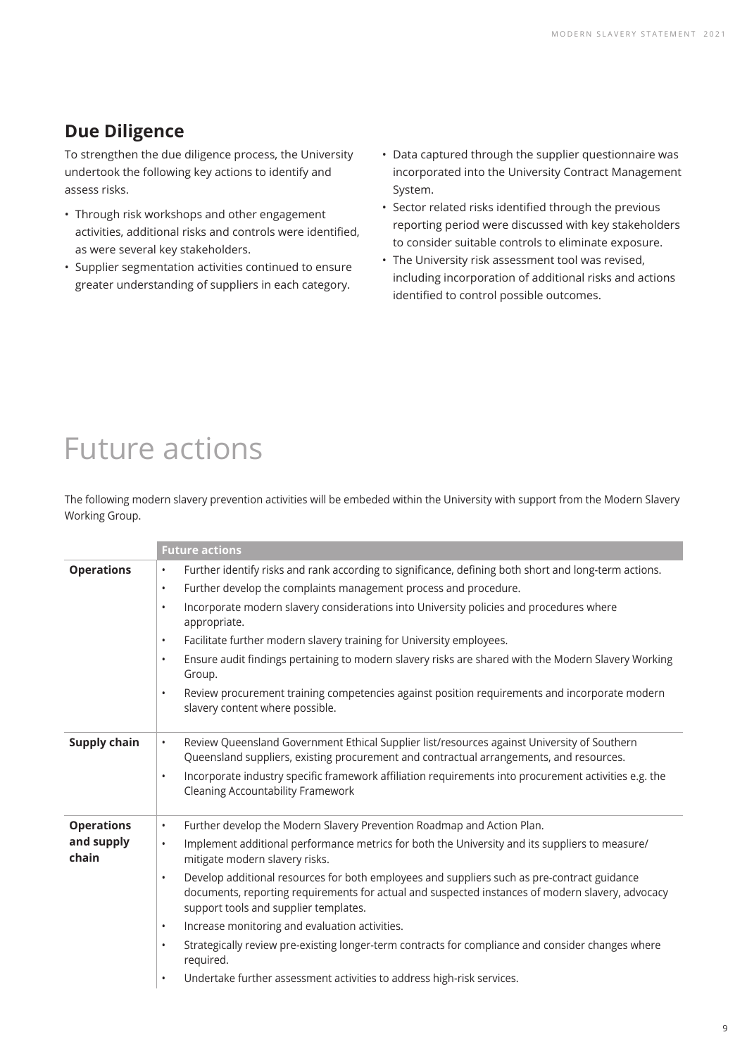## Due Diligence

To strengthen the due diligence process, the University undertook the following key actions to identify and assess risks.

- Through risk workshops and other engagement activities, additional risks and controls were identified, as were several key stakeholders.
- Supplier segmentation activities continued to ensure greater understanding of suppliers in each category.
- Data captured through the supplier questionnaire was incorporated into the University Contract Management System.
- Sector related risks identified through the previous reporting period were discussed with key stakeholders to consider suitable controls to eliminate exposure.
- The University risk assessment tool was revised, including incorporation of additional risks and actions identified to control possible outcomes.

# Future actions

The following modern slavery prevention activities will be embeded within the University with support from the Modern Slavery Working Group.

| | Future actions |
|---|---|
| **Operations** | • Further identify risks and rank according to significance, defining both short and long-term actions.<br>• Further develop the complaints management process and procedure.<br>• Incorporate modern slavery considerations into University policies and procedures where appropriate.<br>• Facilitate further modern slavery training for University employees.<br>• Ensure audit findings pertaining to modern slavery risks are shared with the Modern Slavery Working Group.<br>• Review procurement training competencies against position requirements and incorporate modern slavery content where possible. |
| **Supply chain** | • Review Queensland Government Ethical Supplier list/resources against University of Southern Queensland suppliers, existing procurement and contractual arrangements, and resources.<br>• Incorporate industry specific framework affiliation requirements into procurement activities e.g. the Cleaning Accountability Framework |
| **Operations and supply chain** | • Further develop the Modern Slavery Prevention Roadmap and Action Plan.<br>• Implement additional performance metrics for both the University and its suppliers to measure/ mitigate modern slavery risks.<br>• Develop additional resources for both employees and suppliers such as pre-contract guidance documents, reporting requirements for actual and suspected instances of modern slavery, advocacy support tools and supplier templates.<br>• Increase monitoring and evaluation activities.<br>• Strategically review pre-existing longer-term contracts for compliance and consider changes where required.<br>• Undertake further assessment activities to address high-risk services. |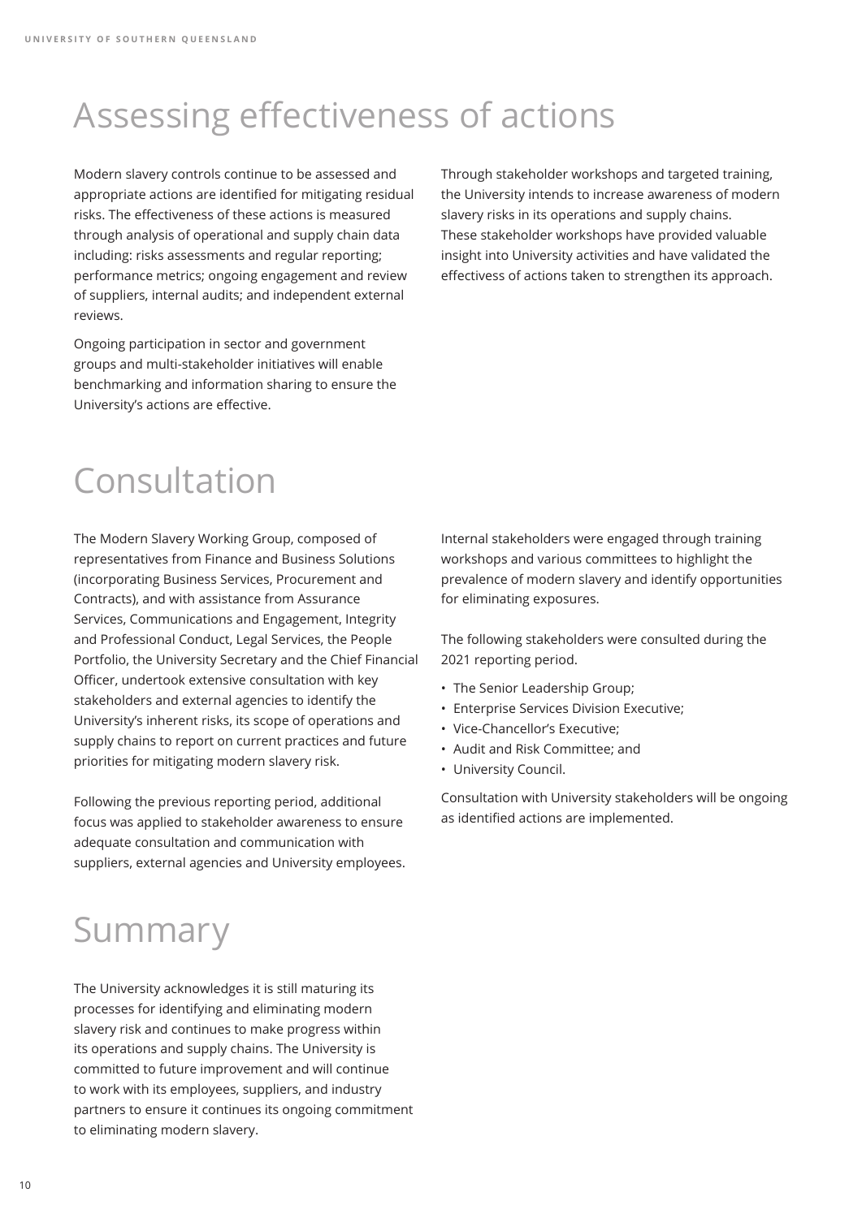# Assessing effectiveness of actions

Modern slavery controls continue to be assessed and appropriate actions are identified for mitigating residual risks. The effectiveness of these actions is measured through analysis of operational and supply chain data including: risks assessments and regular reporting; performance metrics; ongoing engagement and review of suppliers, internal audits; and independent external reviews.

Ongoing participation in sector and government groups and multi-stakeholder initiatives will enable benchmarking and information sharing to ensure the University's actions are effective.

Through stakeholder workshops and targeted training, the University intends to increase awareness of modern slavery risks in its operations and supply chains. These stakeholder workshops have provided valuable insight into University activities and have validated the effectivess of actions taken to strengthen its approach.

# Consultation

The Modern Slavery Working Group, composed of representatives from Finance and Business Solutions (incorporating Business Services, Procurement and Contracts), and with assistance from Assurance Services, Communications and Engagement, Integrity and Professional Conduct, Legal Services, the People Portfolio, the University Secretary and the Chief Financial Officer, undertook extensive consultation with key stakeholders and external agencies to identify the University's inherent risks, its scope of operations and supply chains to report on current practices and future priorities for mitigating modern slavery risk.

Following the previous reporting period, additional focus was applied to stakeholder awareness to ensure adequate consultation and communication with suppliers, external agencies and University employees.

Internal stakeholders were engaged through training workshops and various committees to highlight the prevalence of modern slavery and identify opportunities for eliminating exposures.

The following stakeholders were consulted during the 2021 reporting period.

- The Senior Leadership Group;
- Enterprise Services Division Executive;
- Vice-Chancellor's Executive;
- Audit and Risk Committee; and
- University Council.

Consultation with University stakeholders will be ongoing as identified actions are implemented.

# Summary

The University acknowledges it is still maturing its processes for identifying and eliminating modern slavery risk and continues to make progress within its operations and supply chains. The University is committed to future improvement and will continue to work with its employees, suppliers, and industry partners to ensure it continues its ongoing commitment to eliminating modern slavery.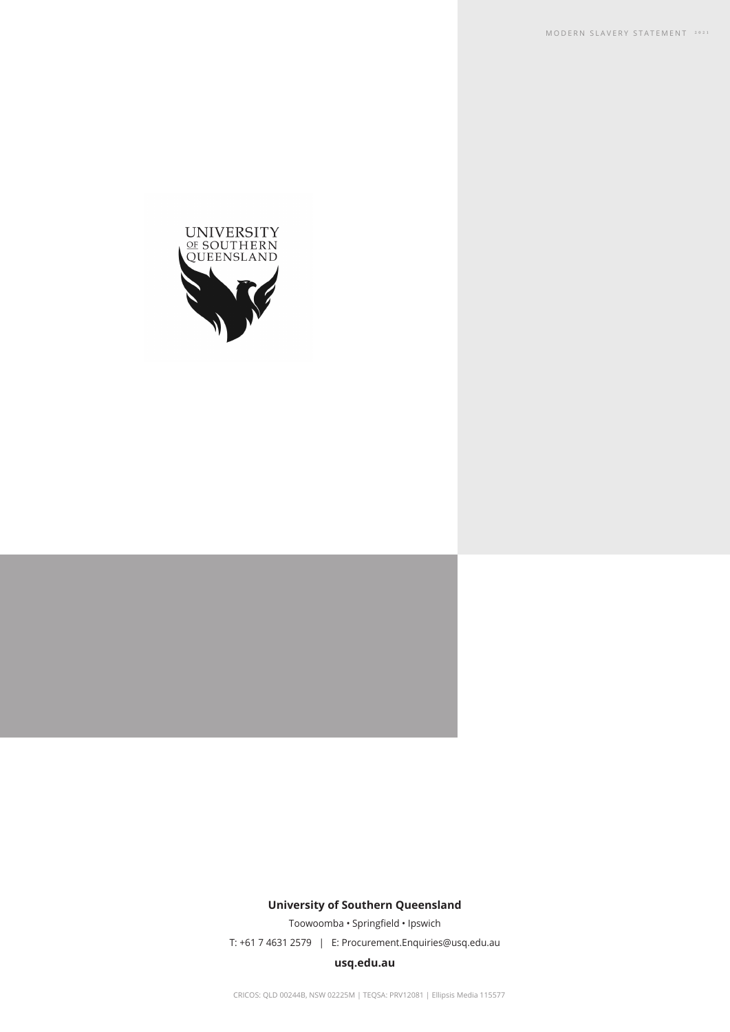UNIVERSITY OF SOUTHERN QUEENSLAND

**University of Southern Queensland**

Toowoomba • Springfield • Ipswich

T: +61 7 4631 2579 | E: Procurement.Enquiries@usq.edu.au

**usq.edu.au**

CRICOS: QLD 00244B, NSW 02225M | TEQSA: PRV12081 | Ellipsis Media 115577